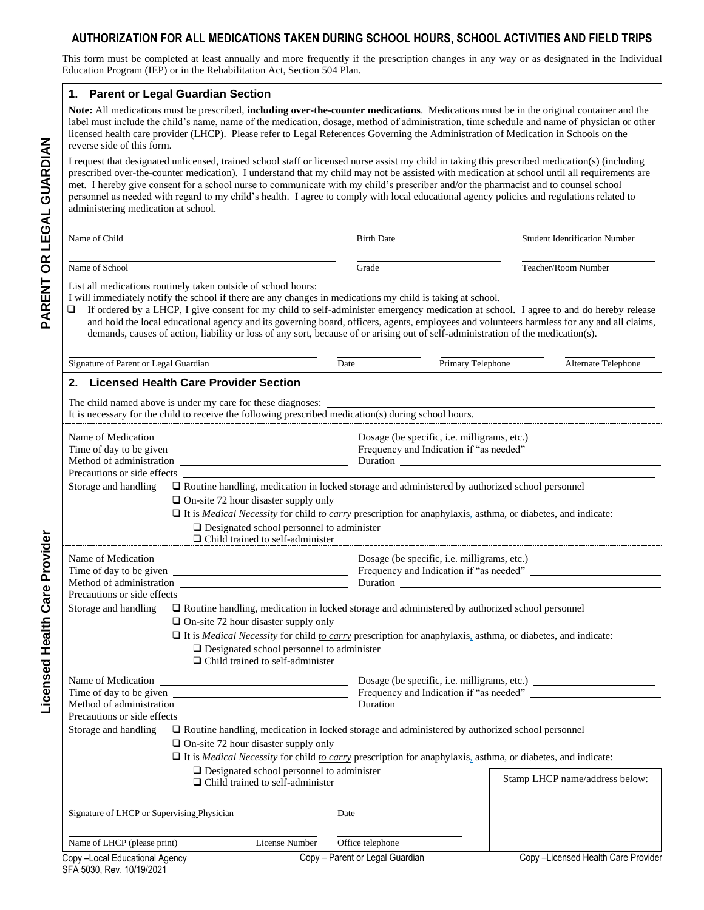# AUTHORIZATION FOR ALL MEDICATIONS TAKEN DURING SCHOOL HOURS, SCHOOL ACTIVITIES AND FIELD TRIPS

This form must be completed at least annually and more frequently if the prescription changes in any way or as designated in the Individual Education Program (IEP) or in the Rehabilitation Act, Section 504 Plan.

**PARENT OR LEGAL GUARDIAN**

## 1. Parent or Legal Guardian Section

**Note:** All medications must be prescribed, **including over-the-counter medications**. Medications must be in the original container and the label must include the child's name, name of the medication, dosage, method of administration, time schedule and name of physician or other licensed health care provider (LHCP). Please refer to Legal References Governing the Administration of Medication in Schools on the reverse side of this form.

I request that designated unlicensed, trained school staff or licensed nurse assist my child in taking this prescribed medication(s) (including prescribed over-the-counter medication). I understand that my child may not be assisted with medication at school until all requirements are met. I hereby give consent for a school nurse to communicate with my child's prescriber and/or the pharmacist and to counsel school personnel as needed with regard to my child's health. I agree to comply with local educational agency policies and regulations related to administering medication at school.

Name of Child ______________________ Birth Date ______________ Student Identification Number ______________

Name of School ______________________ Grade ______________ Teacher/Room Number ______________

List all medications routinely taken outside of school hours: ______________________

I will immediately notify the school if there are any changes in medications my child is taking at school.

- ☐ If ordered by a LHCP, I give consent for my child to self-administer emergency medication at school. I agree to and do hereby release and hold the local educational agency and its governing board, officers, agents, employees and volunteers harmless for any and all claims, demands, causes of action, liability or loss of any sort, because of or arising out of self-administration of the medication(s).

Signature of Parent or Legal Guardian ______________ Date ______________ Primary Telephone ______________ Alternate Telephone ______________

**Licensed Health Care Provider**

## 2. Licensed Health Care Provider Section

The child named above is under my care for these diagnoses: ______________________

It is necessary for the child to receive the following prescribed medication(s) during school hours.

Name of Medication ______________________ Dosage (be specific, i.e. milligrams, etc.) ______________
Time of day to be given ______________________ Frequency and Indication if "as needed" ______________
Method of administration ______________________ Duration ______________
Precautions or side effects ______________________

Storage and handling
- ☐ Routine handling, medication in locked storage and administered by authorized school personnel
- ☐ On-site 72 hour disaster supply only
- ☐ It is *Medical Necessity* for child *to carry* prescription for anaphylaxis, asthma, or diabetes, and indicate:
  - ☐ Designated school personnel to administer
  - ☐ Child trained to self-administer

Name of Medication ______________________ Dosage (be specific, i.e. milligrams, etc.) ______________
Time of day to be given ______________________ Frequency and Indication if "as needed" ______________
Method of administration ______________________ Duration ______________
Precautions or side effects ______________________

Storage and handling
- ☐ Routine handling, medication in locked storage and administered by authorized school personnel
- ☐ On-site 72 hour disaster supply only
- ☐ It is *Medical Necessity* for child *to carry* prescription for anaphylaxis, asthma, or diabetes, and indicate:
  - ☐ Designated school personnel to administer
  - ☐ Child trained to self-administer

Name of Medication ______________________ Dosage (be specific, i.e. milligrams, etc.) ______________
Time of day to be given ______________________ Frequency and Indication if "as needed" ______________
Method of administration ______________________ Duration ______________
Precautions or side effects ______________________

Storage and handling
- ☐ Routine handling, medication in locked storage and administered by authorized school personnel
- ☐ On-site 72 hour disaster supply only
- ☐ It is *Medical Necessity* for child *to carry* prescription for anaphylaxis, asthma, or diabetes, and indicate:
  - ☐ Designated school personnel to administer
  - ☐ Child trained to self-administer

Stamp LHCP name/address below:

Signature of LHCP or Supervising Physician ______________ Date ______________

Name of LHCP (please print) ______________ License Number ______________ Office telephone ______________

Copy –Local Educational Agency | Copy – Parent or Legal Guardian | Copy –Licensed Health Care Provider

SFA 5030, Rev. 10/19/2021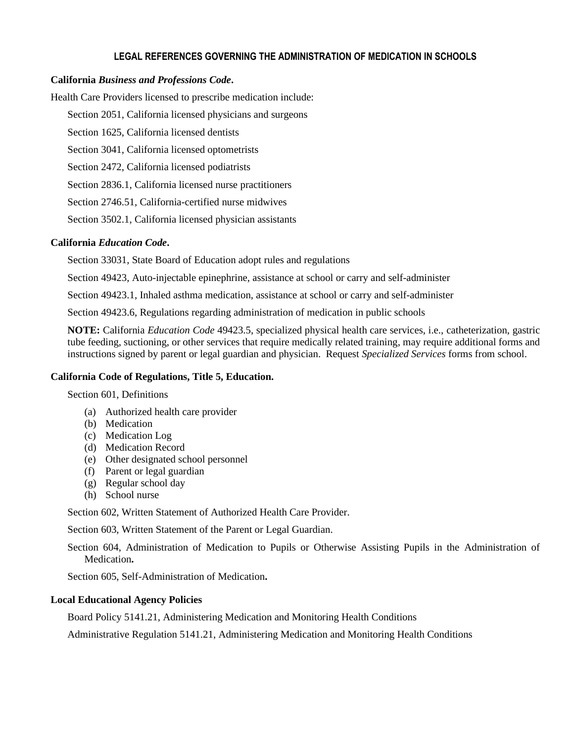# LEGAL REFERENCES GOVERNING THE ADMINISTRATION OF MEDICATION IN SCHOOLS

**California *Business and Professions Code*.**

Health Care Providers licensed to prescribe medication include:

Section 2051, California licensed physicians and surgeons

Section 1625, California licensed dentists

Section 3041, California licensed optometrists

Section 2472, California licensed podiatrists

Section 2836.1, California licensed nurse practitioners

Section 2746.51, California-certified nurse midwives

Section 3502.1, California licensed physician assistants

**California *Education Code*.**

Section 33031, State Board of Education adopt rules and regulations

Section 49423, Auto-injectable epinephrine, assistance at school or carry and self-administer

Section 49423.1, Inhaled asthma medication, assistance at school or carry and self-administer

Section 49423.6, Regulations regarding administration of medication in public schools

**NOTE:** California *Education Code* 49423.5, specialized physical health care services, i.e., catheterization, gastric tube feeding, suctioning, or other services that require medically related training, may require additional forms and instructions signed by parent or legal guardian and physician. Request *Specialized Services* forms from school.

**California Code of Regulations, Title 5, Education.**

Section 601, Definitions

- (a) Authorized health care provider
- (b) Medication
- (c) Medication Log
- (d) Medication Record
- (e) Other designated school personnel
- (f) Parent or legal guardian
- (g) Regular school day
- (h) School nurse

Section 602, Written Statement of Authorized Health Care Provider.

Section 603, Written Statement of the Parent or Legal Guardian.

Section 604, Administration of Medication to Pupils or Otherwise Assisting Pupils in the Administration of Medication**.**

Section 605, Self-Administration of Medication**.**

**Local Educational Agency Policies**

Board Policy 5141.21, Administering Medication and Monitoring Health Conditions

Administrative Regulation 5141.21, Administering Medication and Monitoring Health Conditions